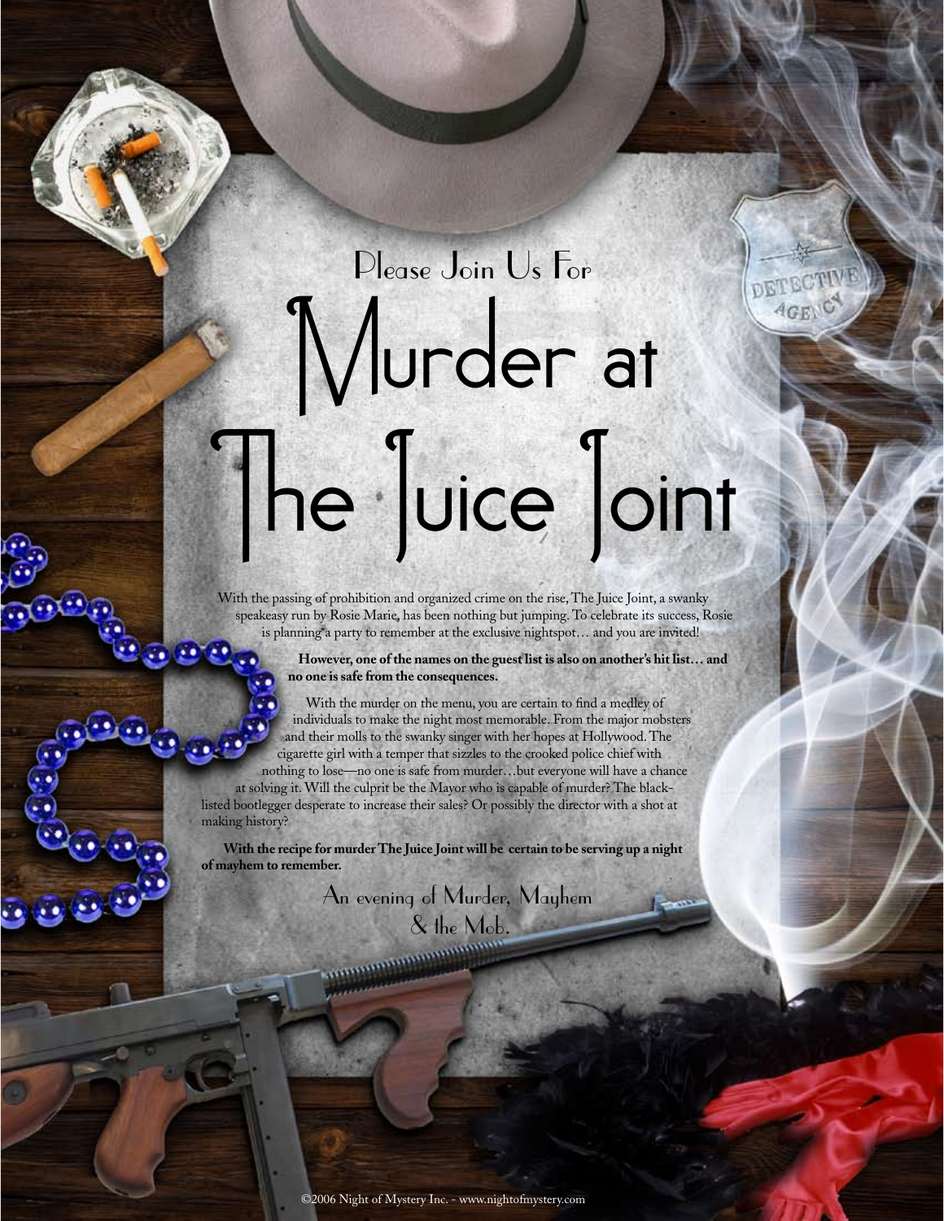Please Join Us For

# Murder at The Juice Joint

With the passing of prohibition and organized crime on the rise, The Juice Joint, a swanky speakeasy run by Rosie Marie, has been nothing but jumping. To celebrate its success, Rosie is planning a party to remember at the exclusive nightspot… and you are invited!

**However, one of the names on the guest list is also on another's hit list… and no one is safe from the consequences.**

With the murder on the menu, you are certain to find a medley of individuals to make the night most memorable. From the major mobsters and their molls to the swanky singer with her hopes at Hollywood. The cigarette girl with a temper that sizzles to the crooked police chief with nothing to lose—no one is safe from murder…but everyone will have a chance at solving it. Will the culprit be the Mayor who is capable of murder? The black-listed bootlegger desperate to increase their sales? Or possibly the director with a shot at making history?

**With the recipe for murder The Juice Joint will be certain to be serving up a night of mayhem to remember.**

An evening of Murder, Mayhem & the Mob.

©2006 Night of Mystery Inc. - www.nightofmystery.com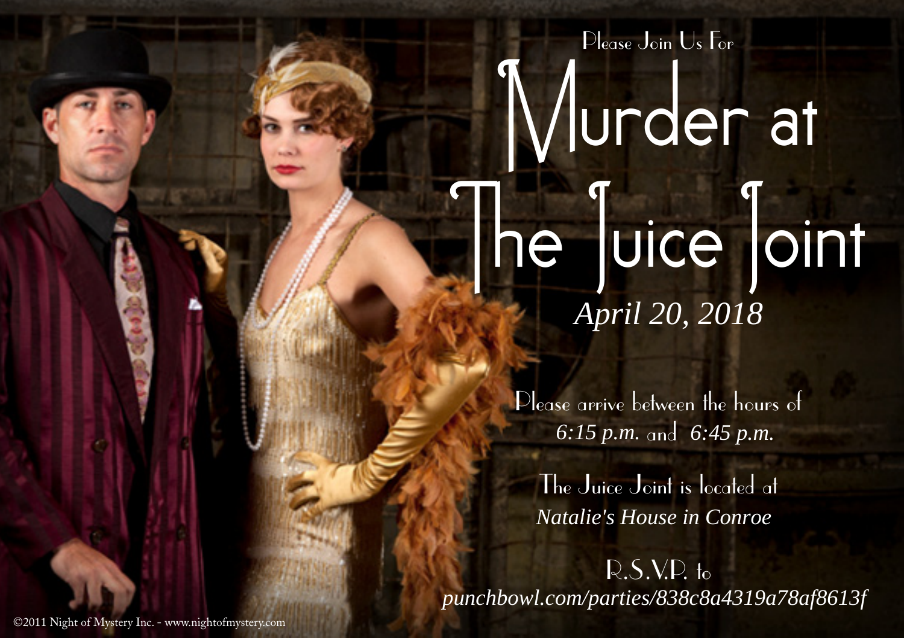Please Join Us For

# Murder at The Juice Joint

*April 20, 2018*

Please arrive between the hours of *6:15 p.m.* and *6:45 p.m.*

The Juice Joint is located at *Natalie's House in Conroe*

R.S.V.P. to *punchbowl.com/parties/838c8a4319a78af8613f*

©2011 Night of Mystery Inc. - www.nightofmystery.com